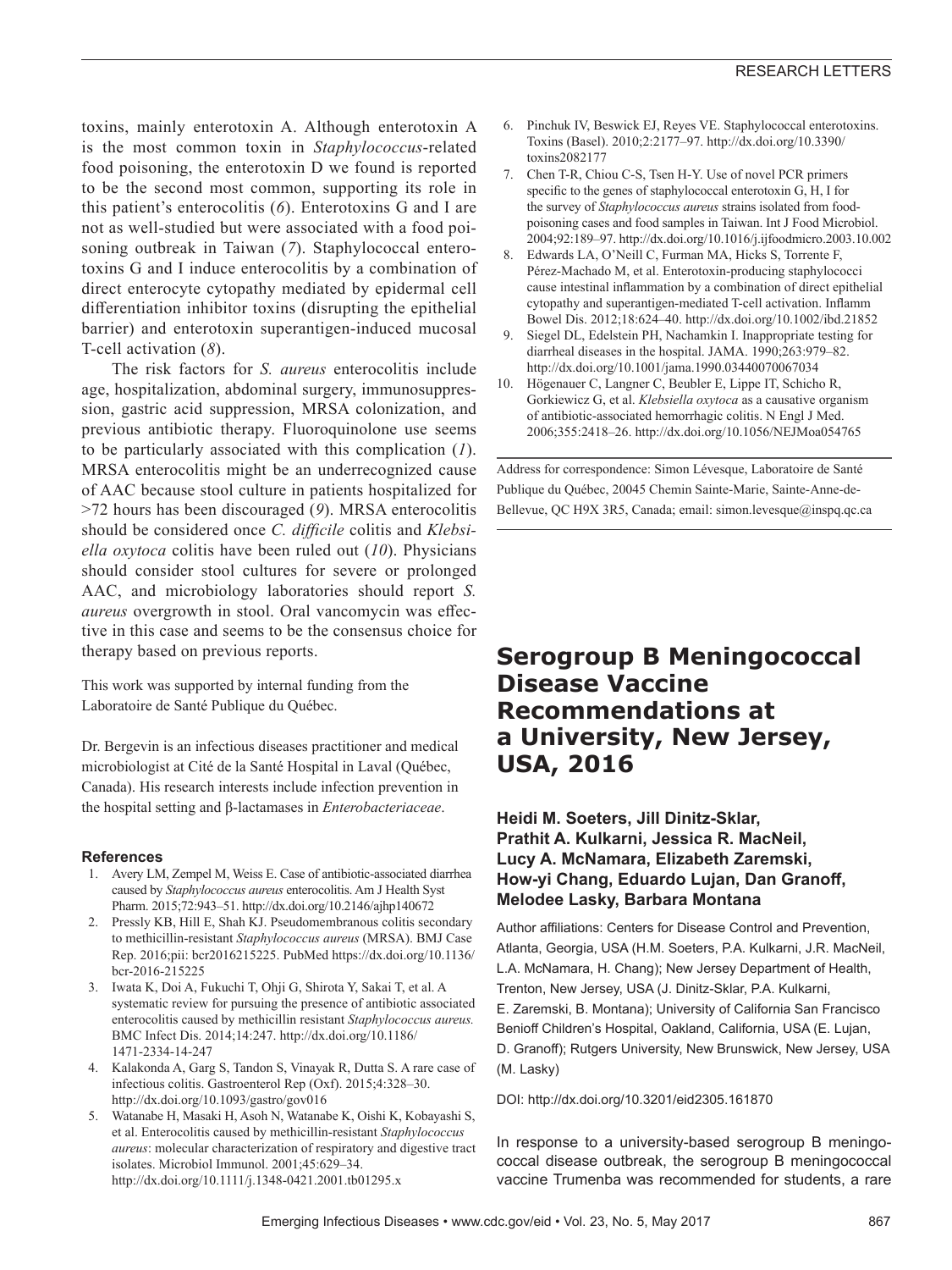toxins, mainly enterotoxin A. Although enterotoxin A is the most common toxin in *Staphylococcus*-related food poisoning, the enterotoxin D we found is reported to be the second most common, supporting its role in this patient's enterocolitis (*6*). Enterotoxins G and I are not as well-studied but were associated with a food poisoning outbreak in Taiwan (*7*). Staphylococcal enterotoxins G and I induce enterocolitis by a combination of direct enterocyte cytopathy mediated by epidermal cell differentiation inhibitor toxins (disrupting the epithelial barrier) and enterotoxin superantigen-induced mucosal T-cell activation (*8*).

The risk factors for *S. aureus* enterocolitis include age, hospitalization, abdominal surgery, immunosuppression, gastric acid suppression, MRSA colonization, and previous antibiotic therapy. Fluoroquinolone use seems to be particularly associated with this complication (*1*). MRSA enterocolitis might be an underrecognized cause of AAC because stool culture in patients hospitalized for >72 hours has been discouraged (*9*). MRSA enterocolitis should be considered once *C. difficile* colitis and *Klebsiella oxytoca* colitis have been ruled out (*10*). Physicians should consider stool cultures for severe or prolonged AAC, and microbiology laboratories should report *S. aureus* overgrowth in stool. Oral vancomycin was effective in this case and seems to be the consensus choice for therapy based on previous reports.

This work was supported by internal funding from the Laboratoire de Santé Publique du Québec.

Dr. Bergevin is an infectious diseases practitioner and medical microbiologist at Cité de la Santé Hospital in Laval (Québec, Canada). His research interests include infection prevention in the hospital setting and β-lactamases in *Enterobacteriaceae*.

#### References

1. Avery LM, Zempel M, Weiss E. Case of antibiotic-associated diarrhea caused by *Staphylococcus aureus* enterocolitis. Am J Health Syst Pharm. 2015;72:943–51. http://dx.doi.org/10.2146/ajhp140672
2. Pressly KB, Hill E, Shah KJ. Pseudomembranous colitis secondary to methicillin-resistant *Staphylococcus aureus* (MRSA). BMJ Case Rep. 2016;pii: bcr2016215225. PubMed https://dx.doi.org/10.1136/bcr-2016-215225
3. Iwata K, Doi A, Fukuchi T, Ohji G, Shirota Y, Sakai T, et al. A systematic review for pursuing the presence of antibiotic associated enterocolitis caused by methicillin resistant *Staphylococcus aureus.* BMC Infect Dis. 2014;14:247. http://dx.doi.org/10.1186/1471-2334-14-247
4. Kalakonda A, Garg S, Tandon S, Vinayak R, Dutta S. A rare case of infectious colitis. Gastroenterol Rep (Oxf). 2015;4:328–30. http://dx.doi.org/10.1093/gastro/gov016
5. Watanabe H, Masaki H, Asoh N, Watanabe K, Oishi K, Kobayashi S, et al. Enterocolitis caused by methicillin-resistant *Staphylococcus aureus*: molecular characterization of respiratory and digestive tract isolates. Microbiol Immunol. 2001;45:629–34. http://dx.doi.org/10.1111/j.1348-0421.2001.tb01295.x
6. Pinchuk IV, Beswick EJ, Reyes VE. Staphylococcal enterotoxins. Toxins (Basel). 2010;2:2177–97. http://dx.doi.org/10.3390/toxins2082177
7. Chen T-R, Chiou C-S, Tsen H-Y. Use of novel PCR primers specific to the genes of staphylococcal enterotoxin G, H, I for the survey of *Staphylococcus aureus* strains isolated from food-poisoning cases and food samples in Taiwan. Int J Food Microbiol. 2004;92:189–97. http://dx.doi.org/10.1016/j.ijfoodmicro.2003.10.002
8. Edwards LA, O'Neill C, Furman MA, Hicks S, Torrente F, Pérez-Machado M, et al. Enterotoxin-producing staphylococci cause intestinal inflammation by a combination of direct epithelial cytopathy and superantigen-mediated T-cell activation. Inflamm Bowel Dis. 2012;18:624–40. http://dx.doi.org/10.1002/ibd.21852
9. Siegel DL, Edelstein PH, Nachamkin I. Inappropriate testing for diarrheal diseases in the hospital. JAMA. 1990;263:979–82. http://dx.doi.org/10.1001/jama.1990.03440070067034
10. Högenauer C, Langner C, Beubler E, Lippe IT, Schicho R, Gorkiewicz G, et al. *Klebsiella oxytoca* as a causative organism of antibiotic-associated hemorrhagic colitis. N Engl J Med. 2006;355:2418–26. http://dx.doi.org/10.1056/NEJMoa054765

Address for correspondence: Simon Lévesque, Laboratoire de Santé Publique du Québec, 20045 Chemin Sainte-Marie, Sainte-Anne-de-Bellevue, QC H9X 3R5, Canada; email: simon.levesque@inspq.qc.ca

# Serogroup B Meningococcal Disease Vaccine Recommendations at a University, New Jersey, USA, 2016

**Heidi M. Soeters, Jill Dinitz-Sklar, Prathit A. Kulkarni, Jessica R. MacNeil, Lucy A. McNamara, Elizabeth Zaremski, How-yi Chang, Eduardo Lujan, Dan Granoff, Melodee Lasky, Barbara Montana**

Author affiliations: Centers for Disease Control and Prevention, Atlanta, Georgia, USA (H.M. Soeters, P.A. Kulkarni, J.R. MacNeil, L.A. McNamara, H. Chang); New Jersey Department of Health, Trenton, New Jersey, USA (J. Dinitz-Sklar, P.A. Kulkarni, E. Zaremski, B. Montana); University of California San Francisco Benioff Children's Hospital, Oakland, California, USA (E. Lujan, D. Granoff); Rutgers University, New Brunswick, New Jersey, USA (M. Lasky)

DOI: http://dx.doi.org/10.3201/eid2305.161870

In response to a university-based serogroup B meningococcal disease outbreak, the serogroup B meningococcal vaccine Trumenba was recommended for students, a rare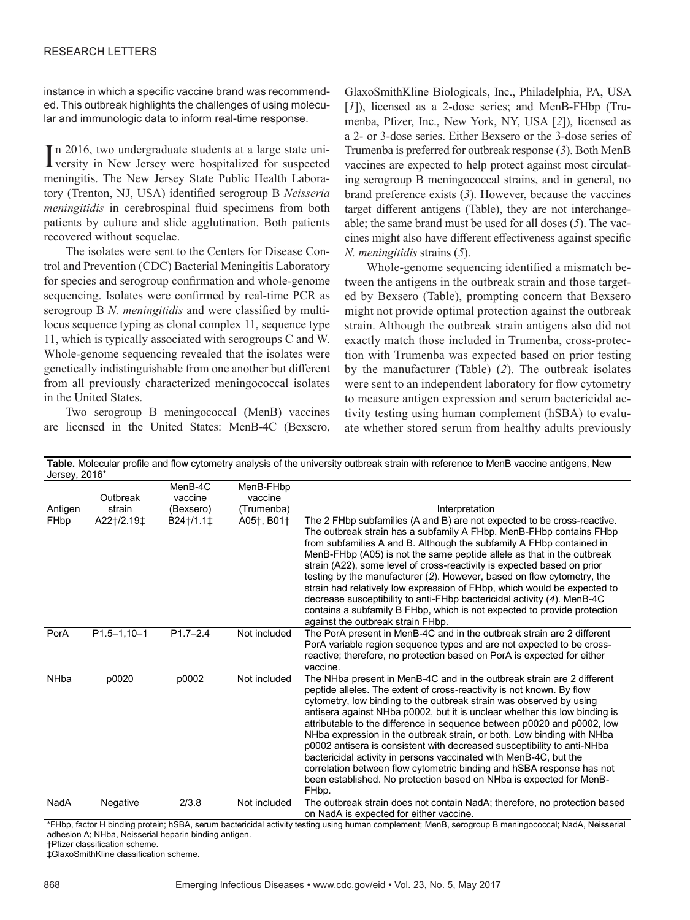instance in which a specific vaccine brand was recommended. This outbreak highlights the challenges of using molecular and immunologic data to inform real-time response.

In 2016, two undergraduate students at a large state university in New Jersey were hospitalized for suspected meningitis. The New Jersey State Public Health Laboratory (Trenton, NJ, USA) identified serogroup B *Neisseria meningitidis* in cerebrospinal fluid specimens from both patients by culture and slide agglutination. Both patients recovered without sequelae.

The isolates were sent to the Centers for Disease Control and Prevention (CDC) Bacterial Meningitis Laboratory for species and serogroup confirmation and whole-genome sequencing. Isolates were confirmed by real-time PCR as serogroup B *N. meningitidis* and were classified by multilocus sequence typing as clonal complex 11, sequence type 11, which is typically associated with serogroups C and W. Whole-genome sequencing revealed that the isolates were genetically indistinguishable from one another but different from all previously characterized meningococcal isolates in the United States.

Two serogroup B meningococcal (MenB) vaccines are licensed in the United States: MenB-4C (Bexsero, GlaxoSmithKline Biologicals, Inc., Philadelphia, PA, USA [*1*]), licensed as a 2-dose series; and MenB-FHbp (Trumenba, Pfizer, Inc., New York, NY, USA [*2*]), licensed as a 2- or 3-dose series. Either Bexsero or the 3-dose series of Trumenba is preferred for outbreak response (*3*). Both MenB vaccines are expected to help protect against most circulating serogroup B meningococcal strains, and in general, no brand preference exists (*3*). However, because the vaccines target different antigens (Table), they are not interchangeable; the same brand must be used for all doses (*5*). The vaccines might also have different effectiveness against specific *N. meningitidis* strains (*5*).

Whole-genome sequencing identified a mismatch between the antigens in the outbreak strain and those targeted by Bexsero (Table), prompting concern that Bexsero might not provide optimal protection against the outbreak strain. Although the outbreak strain antigens also did not exactly match those included in Trumenba, cross-protection with Trumenba was expected based on prior testing by the manufacturer (Table) (*2*). The outbreak isolates were sent to an independent laboratory for flow cytometry to measure antigen expression and serum bactericidal activity testing using human complement (hSBA) to evaluate whether stored serum from healthy adults previously

**Table.** Molecular profile and flow cytometry analysis of the university outbreak strain with reference to MenB vaccine antigens, New Jersey, 2016*

| Antigen | Outbreak strain | MenB-4C vaccine (Bexsero) | MenB-FHbp vaccine (Trumenba) | Interpretation |
|---|---|---|---|---|
| FHbp | A22†/2.19‡ | B24†/1.1‡ | A05†, B01† | The 2 FHbp subfamilies (A and B) are not expected to be cross-reactive. The outbreak strain has a subfamily A FHbp. MenB-FHbp contains FHbp from subfamilies A and B. Although the subfamily A FHbp contained in MenB-FHbp (A05) is not the same peptide allele as that in the outbreak strain (A22), some level of cross-reactivity is expected based on prior testing by the manufacturer (*2*). However, based on flow cytometry, the strain had relatively low expression of FHbp, which would be expected to decrease susceptibility to anti-FHbp bactericidal activity (*4*). MenB-4C contains a subfamily B FHbp, which is not expected to provide protection against the outbreak strain FHbp. |
| PorA | P1.5–1,10–1 | P1.7–2.4 | Not included | The PorA present in MenB-4C and in the outbreak strain are 2 different PorA variable region sequence types and are not expected to be cross-reactive; therefore, no protection based on PorA is expected for either vaccine. |
| NHba | p0020 | p0002 | Not included | The NHba present in MenB-4C and in the outbreak strain are 2 different peptide alleles. The extent of cross-reactivity is not known. By flow cytometry, low binding to the outbreak strain was observed by using antisera against NHba p0002, but it is unclear whether this low binding is attributable to the difference in sequence between p0020 and p0002, low NHba expression in the outbreak strain, or both. Low binding with NHba p0002 antisera is consistent with decreased susceptibility to anti-NHba bactericidal activity in persons vaccinated with MenB-4C, but the correlation between flow cytometric binding and hSBA response has not been established. No protection based on NHba is expected for MenB-FHbp. |
| NadA | Negative | 2/3.8 | Not included | The outbreak strain does not contain NadA; therefore, no protection based on NadA is expected for either vaccine. |

*FHbp, factor H binding protein; hSBA, serum bactericidal activity testing using human complement; MenB, serogroup B meningococcal; NadA, Neisserial adhesion A; NHba, Neisserial heparin binding antigen.
†Pfizer classification scheme.
‡GlaxoSmithKline classification scheme.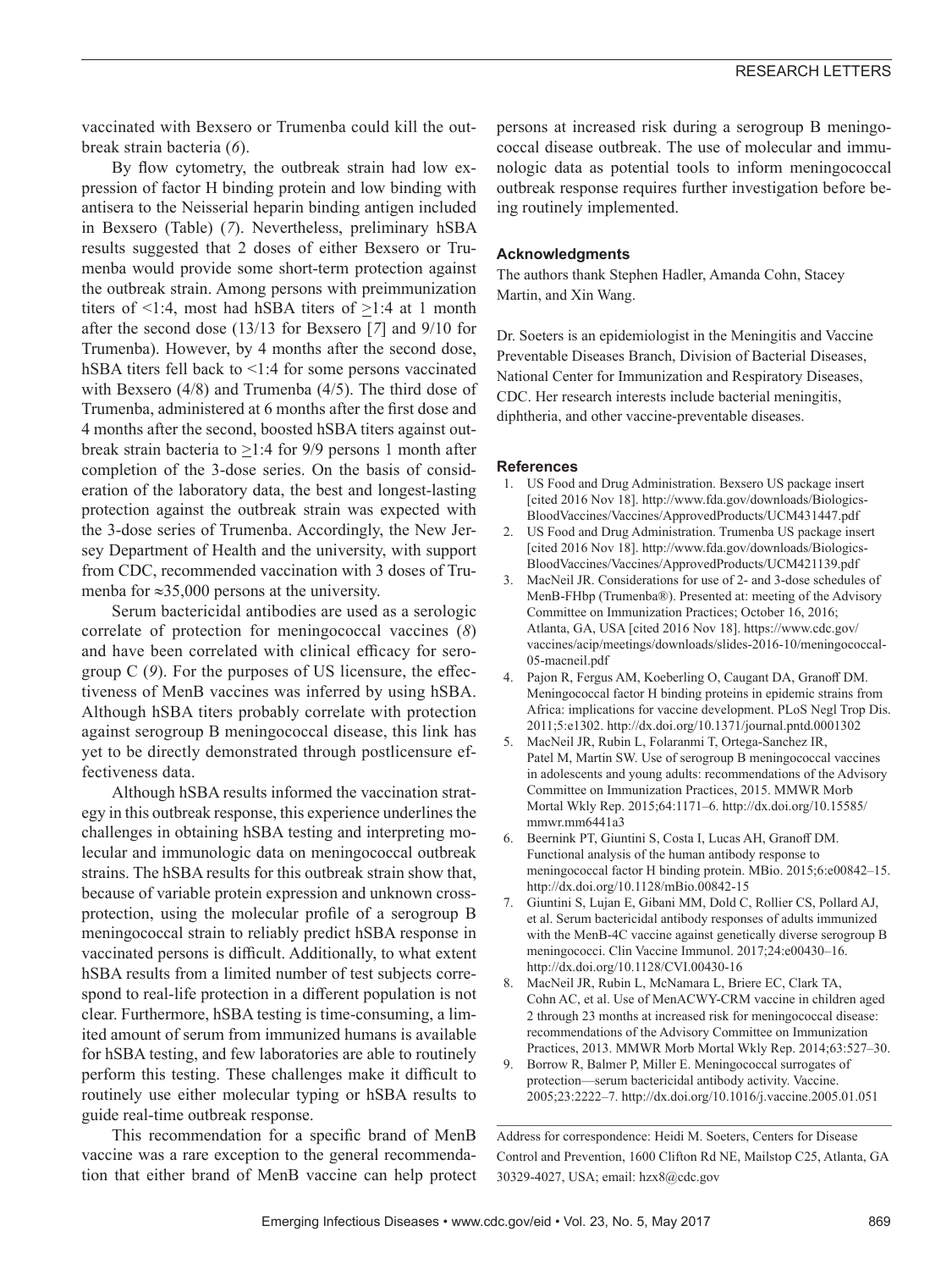vaccinated with Bexsero or Trumenba could kill the outbreak strain bacteria (*6*).

By flow cytometry, the outbreak strain had low expression of factor H binding protein and low binding with antisera to the Neisserial heparin binding antigen included in Bexsero (Table) (*7*). Nevertheless, preliminary hSBA results suggested that 2 doses of either Bexsero or Trumenba would provide some short-term protection against the outbreak strain. Among persons with preimmunization titers of <1:4, most had hSBA titers of ≥1:4 at 1 month after the second dose (13/13 for Bexsero [*7*] and 9/10 for Trumenba). However, by 4 months after the second dose, hSBA titers fell back to <1:4 for some persons vaccinated with Bexsero (4/8) and Trumenba (4/5). The third dose of Trumenba, administered at 6 months after the first dose and 4 months after the second, boosted hSBA titers against outbreak strain bacteria to ≥1:4 for 9/9 persons 1 month after completion of the 3-dose series. On the basis of consideration of the laboratory data, the best and longest-lasting protection against the outbreak strain was expected with the 3-dose series of Trumenba. Accordingly, the New Jersey Department of Health and the university, with support from CDC, recommended vaccination with 3 doses of Trumenba for ≈35,000 persons at the university.

Serum bactericidal antibodies are used as a serologic correlate of protection for meningococcal vaccines (*8*) and have been correlated with clinical efficacy for serogroup C (*9*). For the purposes of US licensure, the effectiveness of MenB vaccines was inferred by using hSBA. Although hSBA titers probably correlate with protection against serogroup B meningococcal disease, this link has yet to be directly demonstrated through postlicensure effectiveness data.

Although hSBA results informed the vaccination strategy in this outbreak response, this experience underlines the challenges in obtaining hSBA testing and interpreting molecular and immunologic data on meningococcal outbreak strains. The hSBA results for this outbreak strain show that, because of variable protein expression and unknown cross-protection, using the molecular profile of a serogroup B meningococcal strain to reliably predict hSBA response in vaccinated persons is difficult. Additionally, to what extent hSBA results from a limited number of test subjects correspond to real-life protection in a different population is not clear. Furthermore, hSBA testing is time-consuming, a limited amount of serum from immunized humans is available for hSBA testing, and few laboratories are able to routinely perform this testing. These challenges make it difficult to routinely use either molecular typing or hSBA results to guide real-time outbreak response.

This recommendation for a specific brand of MenB vaccine was a rare exception to the general recommendation that either brand of MenB vaccine can help protect persons at increased risk during a serogroup B meningococcal disease outbreak. The use of molecular and immunologic data as potential tools to inform meningococcal outbreak response requires further investigation before being routinely implemented.

### Acknowledgments

The authors thank Stephen Hadler, Amanda Cohn, Stacey Martin, and Xin Wang.

Dr. Soeters is an epidemiologist in the Meningitis and Vaccine Preventable Diseases Branch, Division of Bacterial Diseases, National Center for Immunization and Respiratory Diseases, CDC. Her research interests include bacterial meningitis, diphtheria, and other vaccine-preventable diseases.

### References

1. US Food and Drug Administration. Bexsero US package insert [cited 2016 Nov 18]. http://www.fda.gov/downloads/Biologics-BloodVaccines/Vaccines/ApprovedProducts/UCM431447.pdf
2. US Food and Drug Administration. Trumenba US package insert [cited 2016 Nov 18]. http://www.fda.gov/downloads/Biologics-BloodVaccines/Vaccines/ApprovedProducts/UCM421139.pdf
3. MacNeil JR. Considerations for use of 2- and 3-dose schedules of MenB-FHbp (Trumenba®). Presented at: meeting of the Advisory Committee on Immunization Practices; October 16, 2016; Atlanta, GA, USA [cited 2016 Nov 18]. https://www.cdc.gov/vaccines/acip/meetings/downloads/slides-2016-10/meningococcal-05-macneil.pdf
4. Pajon R, Fergus AM, Koeberling O, Caugant DA, Granoff DM. Meningococcal factor H binding proteins in epidemic strains from Africa: implications for vaccine development. PLoS Negl Trop Dis. 2011;5:e1302. http://dx.doi.org/10.1371/journal.pntd.0001302
5. MacNeil JR, Rubin L, Folaranmi T, Ortega-Sanchez IR, Patel M, Martin SW. Use of serogroup B meningococcal vaccines in adolescents and young adults: recommendations of the Advisory Committee on Immunization Practices, 2015. MMWR Morb Mortal Wkly Rep. 2015;64:1171–6. http://dx.doi.org/10.15585/mmwr.mm6441a3
6. Beernink PT, Giuntini S, Costa I, Lucas AH, Granoff DM. Functional analysis of the human antibody response to meningococcal factor H binding protein. MBio. 2015;6:e00842–15. http://dx.doi.org/10.1128/mBio.00842-15
7. Giuntini S, Lujan E, Gibani MM, Dold C, Rollier CS, Pollard AJ, et al. Serum bactericidal antibody responses of adults immunized with the MenB-4C vaccine against genetically diverse serogroup B meningococci. Clin Vaccine Immunol. 2017;24:e00430–16. http://dx.doi.org/10.1128/CVI.00430-16
8. MacNeil JR, Rubin L, McNamara L, Briere EC, Clark TA, Cohn AC, et al. Use of MenACWY-CRM vaccine in children aged 2 through 23 months at increased risk for meningococcal disease: recommendations of the Advisory Committee on Immunization Practices, 2013. MMWR Morb Mortal Wkly Rep. 2014;63:527–30.
9. Borrow R, Balmer P, Miller E. Meningococcal surrogates of protection—serum bactericidal antibody activity. Vaccine. 2005;23:2222–7. http://dx.doi.org/10.1016/j.vaccine.2005.01.051

Address for correspondence: Heidi M. Soeters, Centers for Disease Control and Prevention, 1600 Clifton Rd NE, Mailstop C25, Atlanta, GA 30329-4027, USA; email: hzx8@cdc.gov